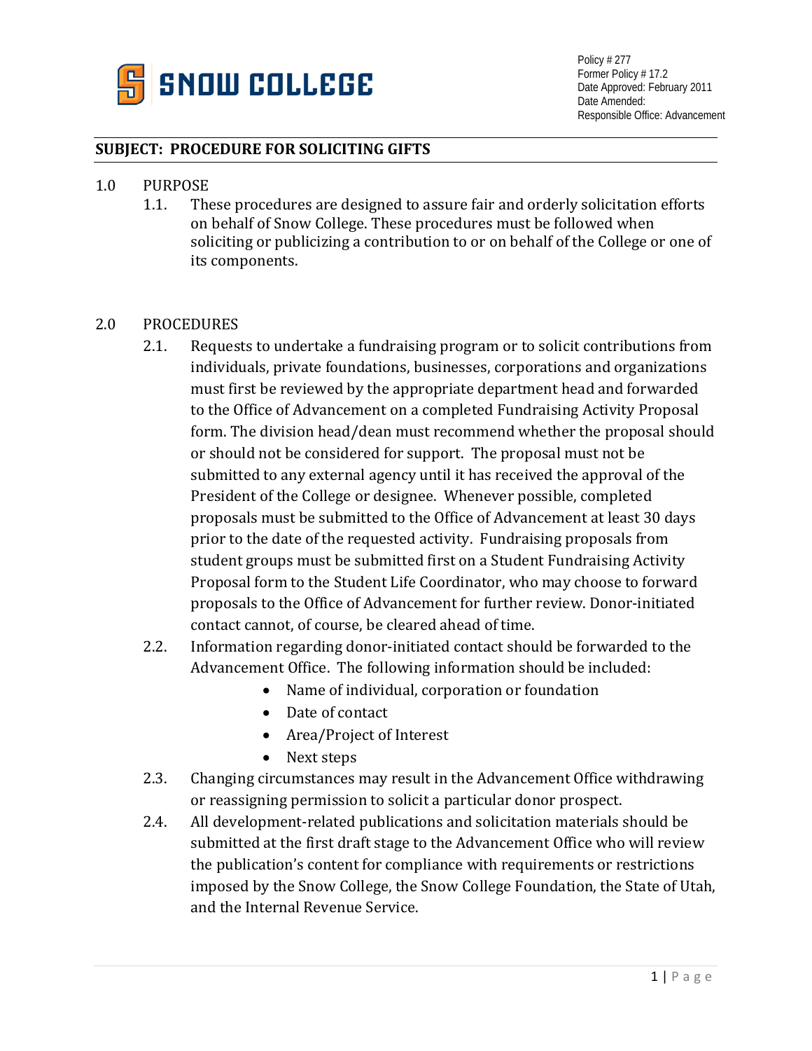**SNOW COLLEGE**

Policy # 277
Former Policy # 17.2
Date Approved: February 2011
Date Amended:
Responsible Office: Advancement

## SUBJECT: PROCEDURE FOR SOLICITING GIFTS

### 1.0 PURPOSE

1.1. These procedures are designed to assure fair and orderly solicitation efforts on behalf of Snow College. These procedures must be followed when soliciting or publicizing a contribution to or on behalf of the College or one of its components.

### 2.0 PROCEDURES

2.1. Requests to undertake a fundraising program or to solicit contributions from individuals, private foundations, businesses, corporations and organizations must first be reviewed by the appropriate department head and forwarded to the Office of Advancement on a completed Fundraising Activity Proposal form. The division head/dean must recommend whether the proposal should or should not be considered for support. The proposal must not be submitted to any external agency until it has received the approval of the President of the College or designee. Whenever possible, completed proposals must be submitted to the Office of Advancement at least 30 days prior to the date of the requested activity. Fundraising proposals from student groups must be submitted first on a Student Fundraising Activity Proposal form to the Student Life Coordinator, who may choose to forward proposals to the Office of Advancement for further review. Donor-initiated contact cannot, of course, be cleared ahead of time.

2.2. Information regarding donor-initiated contact should be forwarded to the Advancement Office. The following information should be included:

- Name of individual, corporation or foundation
- Date of contact
- Area/Project of Interest
- Next steps

2.3. Changing circumstances may result in the Advancement Office withdrawing or reassigning permission to solicit a particular donor prospect.

2.4. All development-related publications and solicitation materials should be submitted at the first draft stage to the Advancement Office who will review the publication's content for compliance with requirements or restrictions imposed by the Snow College, the Snow College Foundation, the State of Utah, and the Internal Revenue Service.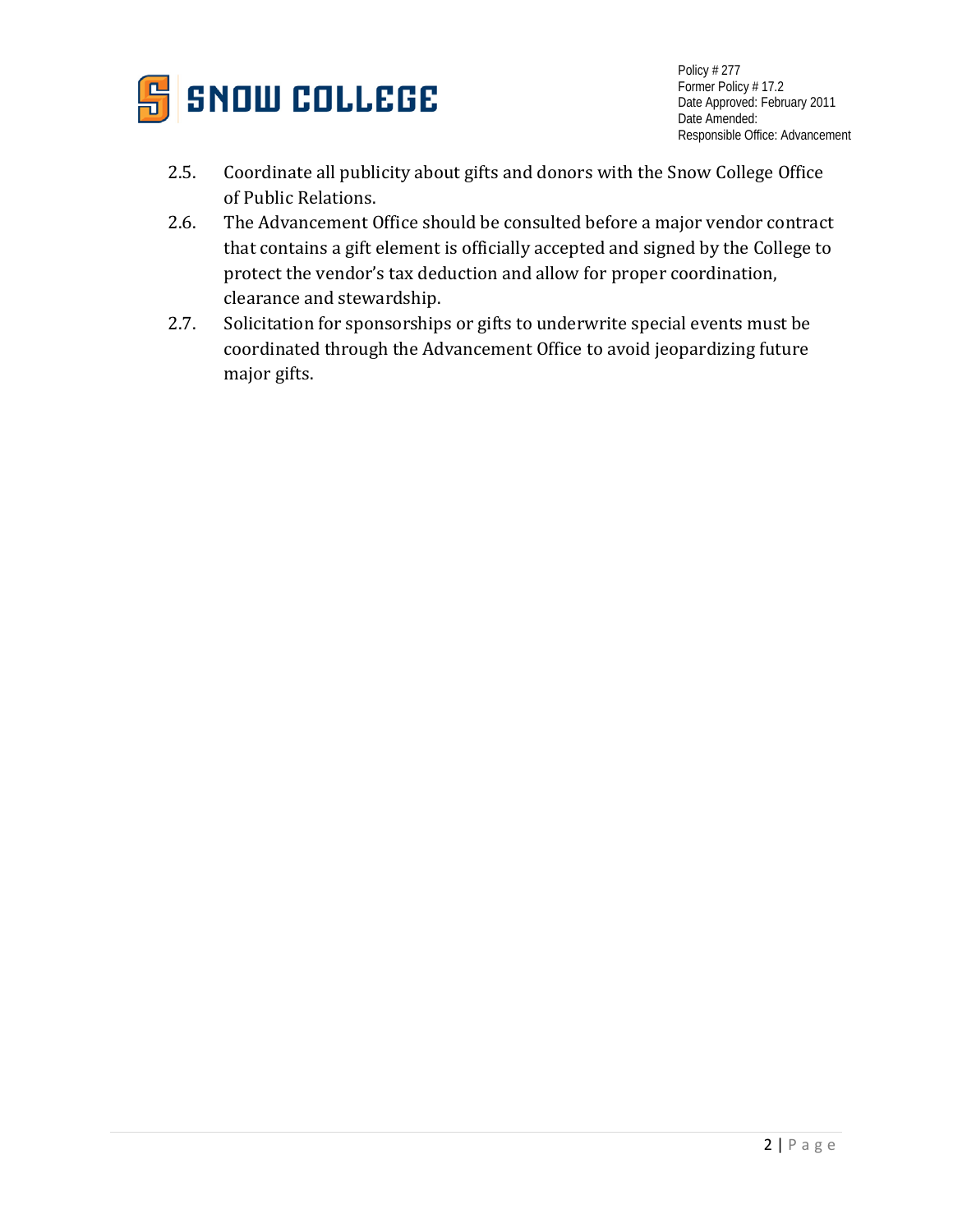2.5. Coordinate all publicity about gifts and donors with the Snow College Office of Public Relations.

2.6. The Advancement Office should be consulted before a major vendor contract that contains a gift element is officially accepted and signed by the College to protect the vendor's tax deduction and allow for proper coordination, clearance and stewardship.

2.7. Solicitation for sponsorships or gifts to underwrite special events must be coordinated through the Advancement Office to avoid jeopardizing future major gifts.